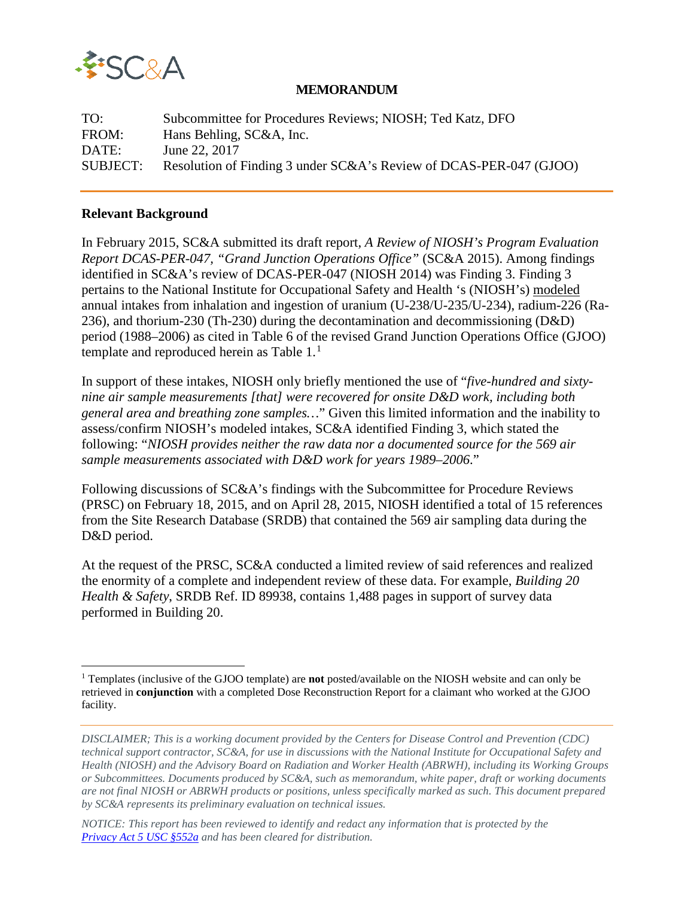**MEMORANDUM**

| | |
|---|---|
| TO: | Subcommittee for Procedures Reviews; NIOSH; Ted Katz, DFO |
| FROM: | Hans Behling, SC&A, Inc. |
| DATE: | June 22, 2017 |
| SUBJECT: | Resolution of Finding 3 under SC&A's Review of DCAS-PER-047 (GJOO) |

## Relevant Background

In February 2015, SC&A submitted its draft report, *A Review of NIOSH's Program Evaluation Report DCAS-PER-047, "Grand Junction Operations Office"* (SC&A 2015). Among findings identified in SC&A's review of DCAS-PER-047 (NIOSH 2014) was Finding 3. Finding 3 pertains to the National Institute for Occupational Safety and Health 's (NIOSH's) modeled annual intakes from inhalation and ingestion of uranium (U-238/U-235/U-234), radium-226 (Ra-236), and thorium-230 (Th-230) during the decontamination and decommissioning (D&D) period (1988–2006) as cited in Table 6 of the revised Grand Junction Operations Office (GJOO) template and reproduced herein as Table 1.[1]

In support of these intakes, NIOSH only briefly mentioned the use of "*five-hundred and sixty-nine air sample measurements [that] were recovered for onsite D&D work, including both general area and breathing zone samples…*" Given this limited information and the inability to assess/confirm NIOSH's modeled intakes, SC&A identified Finding 3, which stated the following: "*NIOSH provides neither the raw data nor a documented source for the 569 air sample measurements associated with D&D work for years 1989–2006.*"

Following discussions of SC&A's findings with the Subcommittee for Procedure Reviews (PRSC) on February 18, 2015, and on April 28, 2015, NIOSH identified a total of 15 references from the Site Research Database (SRDB) that contained the 569 air sampling data during the D&D period.

At the request of the PRSC, SC&A conducted a limited review of said references and realized the enormity of a complete and independent review of these data. For example, *Building 20 Health & Safety*, SRDB Ref. ID 89938, contains 1,488 pages in support of survey data performed in Building 20.

[1] Templates (inclusive of the GJOO template) are **not** posted/available on the NIOSH website and can only be retrieved in **conjunction** with a completed Dose Reconstruction Report for a claimant who worked at the GJOO facility.

*DISCLAIMER; This is a working document provided by the Centers for Disease Control and Prevention (CDC) technical support contractor, SC&A, for use in discussions with the National Institute for Occupational Safety and Health (NIOSH) and the Advisory Board on Radiation and Worker Health (ABRWH), including its Working Groups or Subcommittees. Documents produced by SC&A, such as memorandum, white paper, draft or working documents are not final NIOSH or ABRWH products or positions, unless specifically marked as such. This document prepared by SC&A represents its preliminary evaluation on technical issues.*

*NOTICE: This report has been reviewed to identify and redact any information that is protected by the Privacy Act 5 USC §552a and has been cleared for distribution.*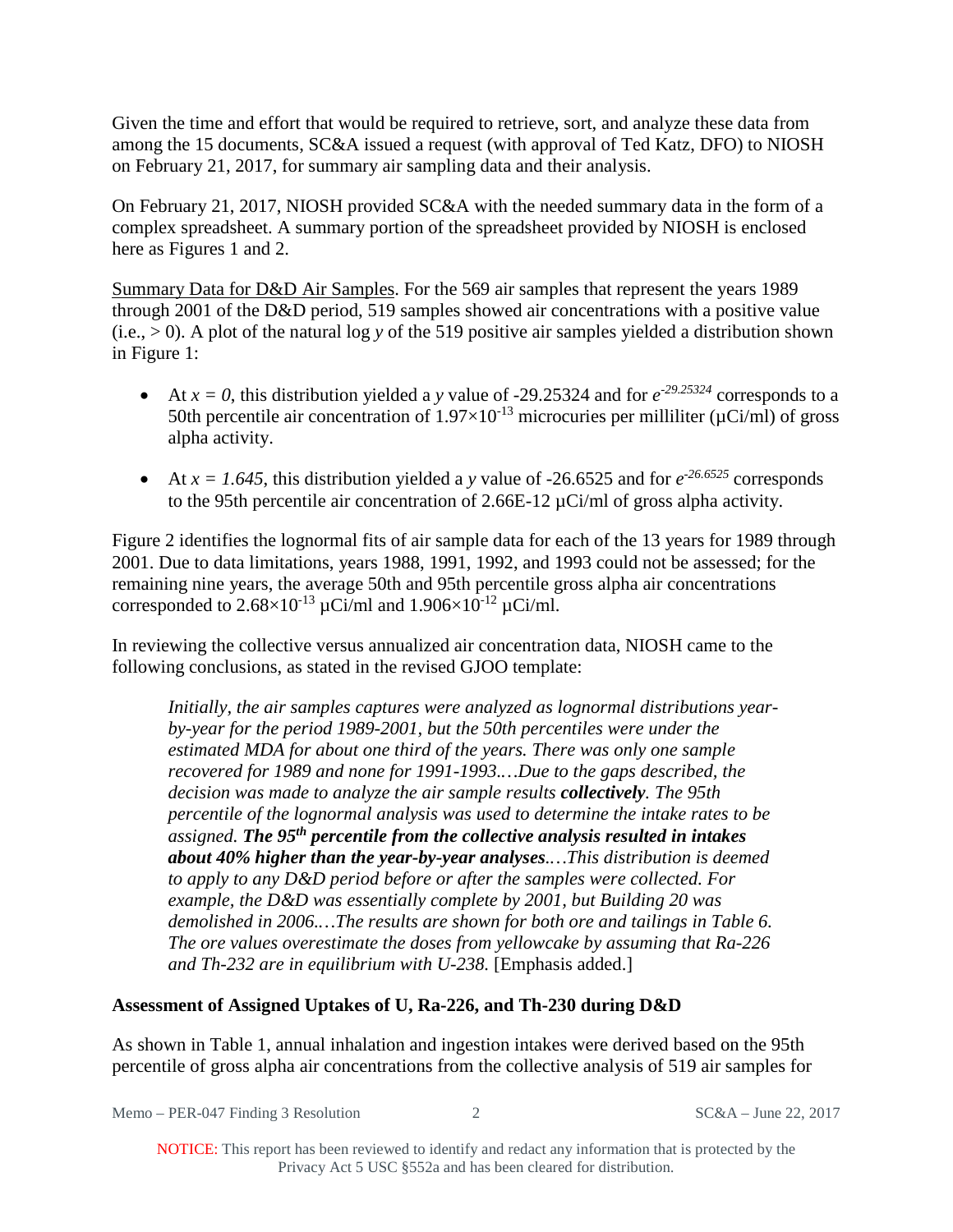Given the time and effort that would be required to retrieve, sort, and analyze these data from among the 15 documents, SC&A issued a request (with approval of Ted Katz, DFO) to NIOSH on February 21, 2017, for summary air sampling data and their analysis.

On February 21, 2017, NIOSH provided SC&A with the needed summary data in the form of a complex spreadsheet. A summary portion of the spreadsheet provided by NIOSH is enclosed here as Figures 1 and 2.

<u>Summary Data for D&D Air Samples</u>. For the 569 air samples that represent the years 1989 through 2001 of the D&D period, 519 samples showed air concentrations with a positive value (i.e., > 0). A plot of the natural log *y* of the 519 positive air samples yielded a distribution shown in Figure 1:

- At $x = 0$, this distribution yielded a *y* value of -29.25324 and for $e^{-29.25324}$ corresponds to a 50th percentile air concentration of $1.97 \times 10^{-13}$ microcuries per milliliter (µCi/ml) of gross alpha activity.
- At $x = 1.645$, this distribution yielded a *y* value of -26.6525 and for $e^{-26.6525}$ corresponds to the 95th percentile air concentration of 2.66E-12 µCi/ml of gross alpha activity.

Figure 2 identifies the lognormal fits of air sample data for each of the 13 years for 1989 through 2001. Due to data limitations, years 1988, 1991, 1992, and 1993 could not be assessed; for the remaining nine years, the average 50th and 95th percentile gross alpha air concentrations corresponded to $2.68 \times 10^{-13}$ µCi/ml and $1.906 \times 10^{-12}$ µCi/ml.

In reviewing the collective versus annualized air concentration data, NIOSH came to the following conclusions, as stated in the revised GJOO template:

> *Initially, the air samples captures were analyzed as lognormal distributions year-by-year for the period 1989-2001, but the 50th percentiles were under the estimated MDA for about one third of the years. There was only one sample recovered for 1989 and none for 1991-1993.…Due to the gaps described, the decision was made to analyze the air sample results **collectively**. The 95th percentile of the lognormal analysis was used to determine the intake rates to be assigned. **The 95th percentile from the collective analysis resulted in intakes about 40% higher than the year-by-year analyses.**…This distribution is deemed to apply to any D&D period before or after the samples were collected. For example, the D&D was essentially complete by 2001, but Building 20 was demolished in 2006.…The results are shown for both ore and tailings in Table 6. The ore values overestimate the doses from yellowcake by assuming that Ra-226 and Th-232 are in equilibrium with U-238.* [Emphasis added.]

## Assessment of Assigned Uptakes of U, Ra-226, and Th-230 during D&D

As shown in Table 1, annual inhalation and ingestion intakes were derived based on the 95th percentile of gross alpha air concentrations from the collective analysis of 519 air samples for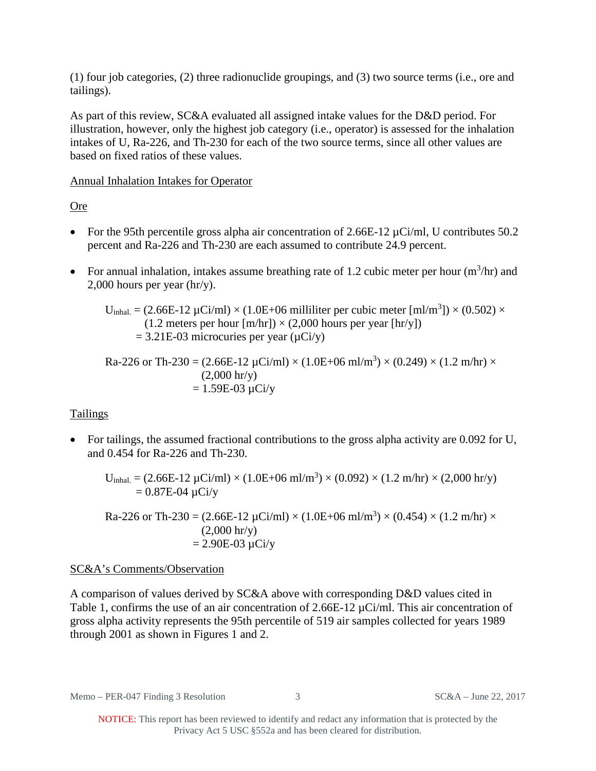(1) four job categories, (2) three radionuclide groupings, and (3) two source terms (i.e., ore and tailings).

As part of this review, SC&A evaluated all assigned intake values for the D&D period. For illustration, however, only the highest job category (i.e., operator) is assessed for the inhalation intakes of U, Ra-226, and Th-230 for each of the two source terms, since all other values are based on fixed ratios of these values.

Annual Inhalation Intakes for Operator

Ore

- For the 95th percentile gross alpha air concentration of 2.66E-12 µCi/ml, U contributes 50.2 percent and Ra-226 and Th-230 are each assumed to contribute 24.9 percent.
- For annual inhalation, intakes assume breathing rate of 1.2 cubic meter per hour ($m^3$/hr) and 2,000 hours per year (hr/y).

$U_{inhal.}$ = (2.66E-12 µCi/ml) × (1.0E+06 milliliter per cubic meter [ml/$m^3$]) × (0.502) × (1.2 meters per hour [m/hr]) × (2,000 hours per year [hr/y])
= 3.21E-03 microcuries per year (µCi/y)

Ra-226 or Th-230 = (2.66E-12 µCi/ml) × (1.0E+06 ml/$m^3$) × (0.249) × (1.2 m/hr) × (2,000 hr/y)
= 1.59E-03 µCi/y

Tailings

- For tailings, the assumed fractional contributions to the gross alpha activity are 0.092 for U, and 0.454 for Ra-226 and Th-230.

$U_{inhal.}$ = (2.66E-12 µCi/ml) × (1.0E+06 ml/$m^3$) × (0.092) × (1.2 m/hr) × (2,000 hr/y)
= 0.87E-04 µCi/y

Ra-226 or Th-230 = (2.66E-12 µCi/ml) × (1.0E+06 ml/$m^3$) × (0.454) × (1.2 m/hr) × (2,000 hr/y)
= 2.90E-03 µCi/y

SC&A's Comments/Observation

A comparison of values derived by SC&A above with corresponding D&D values cited in Table 1, confirms the use of an air concentration of 2.66E-12 µCi/ml. This air concentration of gross alpha activity represents the 95th percentile of 519 air samples collected for years 1989 through 2001 as shown in Figures 1 and 2.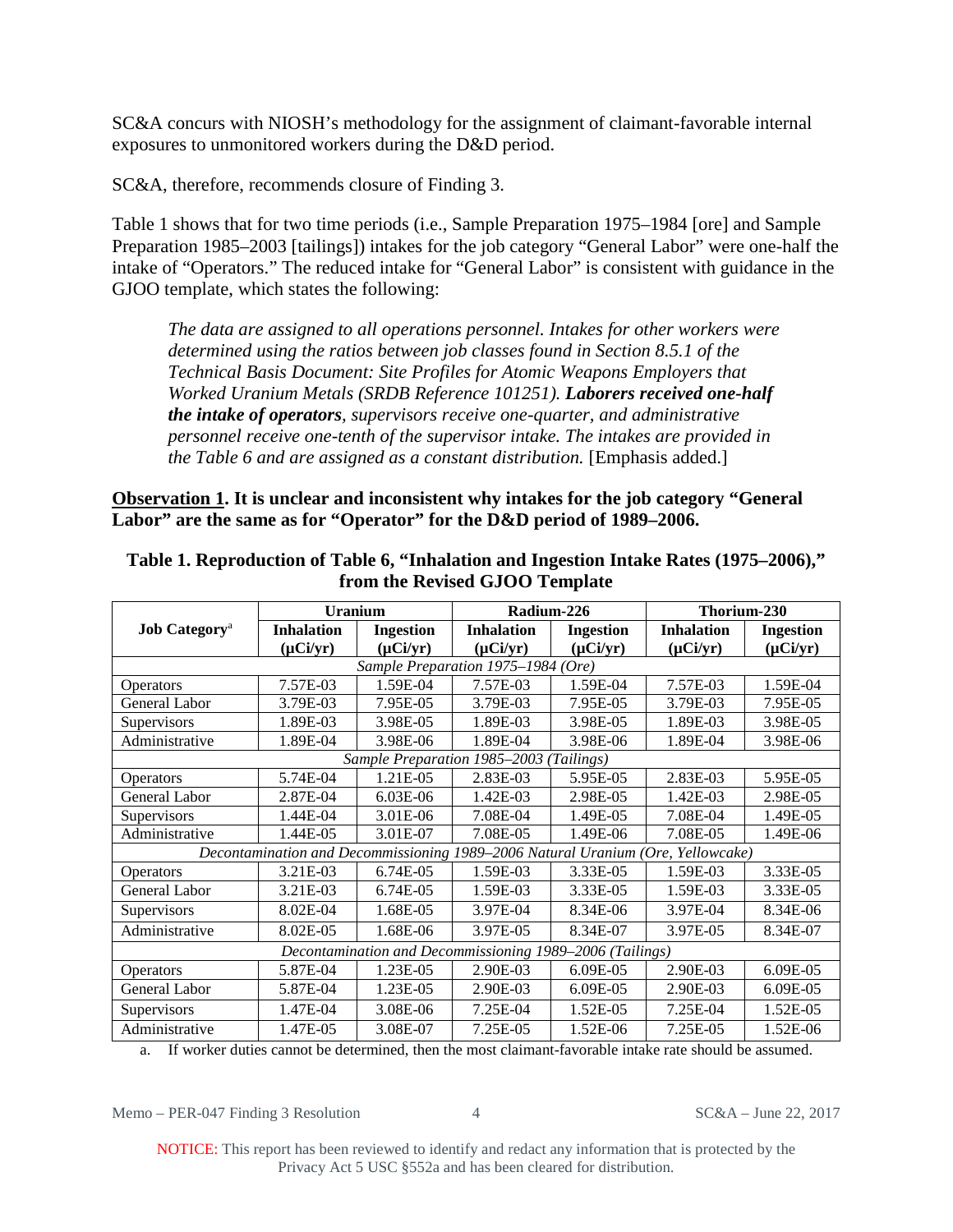SC&A concurs with NIOSH's methodology for the assignment of claimant-favorable internal exposures to unmonitored workers during the D&D period.

SC&A, therefore, recommends closure of Finding 3.

Table 1 shows that for two time periods (i.e., Sample Preparation 1975–1984 [ore] and Sample Preparation 1985–2003 [tailings]) intakes for the job category "General Labor" were one-half the intake of "Operators." The reduced intake for "General Labor" is consistent with guidance in the GJOO template, which states the following:

> *The data are assigned to all operations personnel. Intakes for other workers were determined using the ratios between job classes found in Section 8.5.1 of the Technical Basis Document: Site Profiles for Atomic Weapons Employers that Worked Uranium Metals (SRDB Reference 101251).* ***Laborers received one-half the intake of operators****, supervisors receive one-quarter, and administrative personnel receive one-tenth of the supervisor intake. The intakes are provided in the Table 6 and are assigned as a constant distribution.* [Emphasis added.]

**<u>Observation 1</u>. It is unclear and inconsistent why intakes for the job category "General Labor" are the same as for "Operator" for the D&D period of 1989–2006.**

**Table 1. Reproduction of Table 6, "Inhalation and Ingestion Intake Rates (1975–2006)," from the Revised GJOO Template**

| Job Category[a] | Uranium | | Radium-226 | | Thorium-230 | |
|---|---|---|---|---|---|---|
| | Inhalation (μCi/yr) | Ingestion (μCi/yr) | Inhalation (μCi/yr) | Ingestion (μCi/yr) | Inhalation (μCi/yr) | Ingestion (μCi/yr) |
| *Sample Preparation 1975–1984 (Ore)* | | | | | | |
| Operators | 7.57E-03 | 1.59E-04 | 7.57E-03 | 1.59E-04 | 7.57E-03 | 1.59E-04 |
| General Labor | 3.79E-03 | 7.95E-05 | 3.79E-03 | 7.95E-05 | 3.79E-03 | 7.95E-05 |
| Supervisors | 1.89E-03 | 3.98E-05 | 1.89E-03 | 3.98E-05 | 1.89E-03 | 3.98E-05 |
| Administrative | 1.89E-04 | 3.98E-06 | 1.89E-04 | 3.98E-06 | 1.89E-04 | 3.98E-06 |
| *Sample Preparation 1985–2003 (Tailings)* | | | | | | |
| Operators | 5.74E-04 | 1.21E-05 | 2.83E-03 | 5.95E-05 | 2.83E-03 | 5.95E-05 |
| General Labor | 2.87E-04 | 6.03E-06 | 1.42E-03 | 2.98E-05 | 1.42E-03 | 2.98E-05 |
| Supervisors | 1.44E-04 | 3.01E-06 | 7.08E-04 | 1.49E-05 | 7.08E-04 | 1.49E-05 |
| Administrative | 1.44E-05 | 3.01E-07 | 7.08E-05 | 1.49E-06 | 7.08E-05 | 1.49E-06 |
| *Decontamination and Decommissioning 1989–2006 Natural Uranium (Ore, Yellowcake)* | | | | | | |
| Operators | 3.21E-03 | 6.74E-05 | 1.59E-03 | 3.33E-05 | 1.59E-03 | 3.33E-05 |
| General Labor | 3.21E-03 | 6.74E-05 | 1.59E-03 | 3.33E-05 | 1.59E-03 | 3.33E-05 |
| Supervisors | 8.02E-04 | 1.68E-05 | 3.97E-04 | 8.34E-06 | 3.97E-04 | 8.34E-06 |
| Administrative | 8.02E-05 | 1.68E-06 | 3.97E-05 | 8.34E-07 | 3.97E-05 | 8.34E-07 |
| *Decontamination and Decommissioning 1989–2006 (Tailings)* | | | | | | |
| Operators | 5.87E-04 | 1.23E-05 | 2.90E-03 | 6.09E-05 | 2.90E-03 | 6.09E-05 |
| General Labor | 5.87E-04 | 1.23E-05 | 2.90E-03 | 6.09E-05 | 2.90E-03 | 6.09E-05 |
| Supervisors | 1.47E-04 | 3.08E-06 | 7.25E-04 | 1.52E-05 | 7.25E-04 | 1.52E-05 |
| Administrative | 1.47E-05 | 3.08E-07 | 7.25E-05 | 1.52E-06 | 7.25E-05 | 1.52E-06 |

a. If worker duties cannot be determined, then the most claimant-favorable intake rate should be assumed.

NOTICE: This report has been reviewed to identify and redact any information that is protected by the Privacy Act 5 USC §552a and has been cleared for distribution.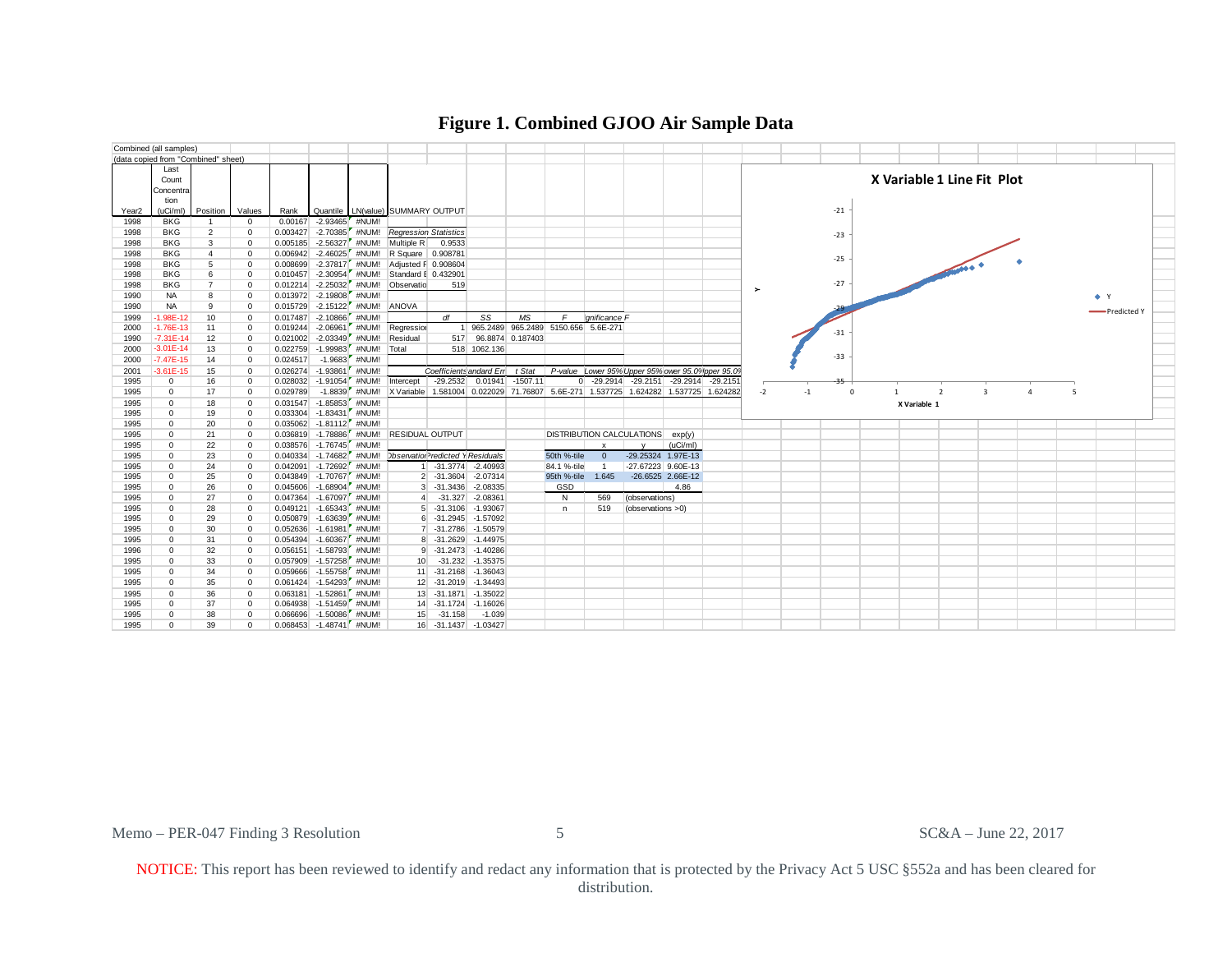# Figure 1. Combined GJOO Air Sample Data

Combined (all samples)
(data copied from "Combined" sheet)

| Year2 | Last Count Concentration (uCi/ml) | Position | Values | Rank | Quantile | LN(value) |
|---|---|---|---|---|---|---|
| 1998 | BKG | 1 | 0 | 0.00167 | -2.93465 | #NUM! |
| 1998 | BKG | 2 | 0 | 0.003427 | -2.70385 | #NUM! |
| 1998 | BKG | 3 | 0 | 0.005185 | -2.56327 | #NUM! |
| 1998 | BKG | 4 | 0 | 0.006942 | -2.46025 | #NUM! |
| 1998 | BKG | 5 | 0 | 0.008699 | -2.37817 | #NUM! |
| 1998 | BKG | 6 | 0 | 0.010457 | -2.30954 | #NUM! |
| 1998 | BKG | 7 | 0 | 0.012214 | -2.25032 | #NUM! |
| 1990 | NA | 8 | 0 | 0.013972 | -2.19808 | #NUM! |
| 1990 | NA | 9 | 0 | 0.015729 | -2.15122 | #NUM! |
| 1999 | -1.98E-12 | 10 | 0 | 0.017487 | -2.10866 | #NUM! |
| 2000 | -1.76E-13 | 11 | 0 | 0.019244 | -2.06961 | #NUM! |
| 1990 | -7.31E-14 | 12 | 0 | 0.021002 | -2.03349 | #NUM! |
| 2000 | -3.01E-14 | 13 | 0 | 0.022759 | -1.99983 | #NUM! |
| 2000 | -7.47E-15 | 14 | 0 | 0.024517 | -1.9683 | #NUM! |
| 2001 | -3.61E-15 | 15 | 0 | 0.026274 | -1.93861 | #NUM! |
| 1995 | 0 | 16 | 0 | 0.028032 | -1.91054 | #NUM! |
| 1995 | 0 | 17 | 0 | 0.029789 | -1.8839 | #NUM! |
| 1995 | 0 | 18 | 0 | 0.031547 | -1.85853 | #NUM! |
| 1995 | 0 | 19 | 0 | 0.033304 | -1.83431 | #NUM! |
| 1995 | 0 | 20 | 0 | 0.035062 | -1.81112 | #NUM! |
| 1995 | 0 | 21 | 0 | 0.036819 | -1.78886 | #NUM! |
| 1995 | 0 | 22 | 0 | 0.038576 | -1.76745 | #NUM! |
| 1995 | 0 | 23 | 0 | 0.040334 | -1.74682 | #NUM! |
| 1995 | 0 | 24 | 0 | 0.042091 | -1.72692 | #NUM! |
| 1995 | 0 | 25 | 0 | 0.043849 | -1.70767 | #NUM! |
| 1995 | 0 | 26 | 0 | 0.045606 | -1.68904 | #NUM! |
| 1995 | 0 | 27 | 0 | 0.047364 | -1.67097 | #NUM! |
| 1995 | 0 | 28 | 0 | 0.049121 | -1.65343 | #NUM! |
| 1995 | 0 | 29 | 0 | 0.050879 | -1.63639 | #NUM! |
| 1995 | 0 | 30 | 0 | 0.052636 | -1.61981 | #NUM! |
| 1995 | 0 | 31 | 0 | 0.054394 | -1.60367 | #NUM! |
| 1996 | 0 | 32 | 0 | 0.056151 | -1.58793 | #NUM! |
| 1995 | 0 | 33 | 0 | 0.057909 | -1.57258 | #NUM! |
| 1995 | 0 | 34 | 0 | 0.059666 | -1.55758 | #NUM! |
| 1995 | 0 | 35 | 0 | 0.061424 | -1.54293 | #NUM! |
| 1995 | 0 | 36 | 0 | 0.063181 | -1.52861 | #NUM! |
| 1995 | 0 | 37 | 0 | 0.064938 | -1.51459 | #NUM! |
| 1995 | 0 | 38 | 0 | 0.066696 | -1.50086 | #NUM! |
| 1995 | 0 | 39 | 0 | 0.068453 | -1.48741 | #NUM! |

SUMMARY OUTPUT

| *Regression Statistics* | |
|---|---|
| Multiple R | 0.9533 |
| R Square | 0.908781 |
| Adjusted R Square | 0.908604 |
| Standard Error | 0.432901 |
| Observations | 519 |

ANOVA

| | *df* | *SS* | *MS* | *F* | *Significance F* |
|---|---|---|---|---|---|
| Regression | 1 | 965.2489 | 965.2489 | 5150.656 | 5.6E-271 |
| Residual | 517 | 96.8874 | 0.187403 | | |
| Total | 518 | 1062.136 | | | |

| | *Coefficients* | *Standard Error* | *t Stat* | *P-value* | *Lower 95%* | *Upper 95%* | *Lower 95.0%* | *Upper 95.0%* |
|---|---|---|---|---|---|---|---|---|
| Intercept | -29.2532 | 0.01941 | -1507.11 | 0 | -29.2914 | -29.2151 | -29.2914 | -29.2151 |
| X Variable 1 | 1.581004 | 0.022029 | 71.76807 | 5.6E-271 | 1.537725 | 1.624282 | 1.537725 | 1.624282 |

RESIDUAL OUTPUT

| *Observation* | *Predicted Y* | *Residuals* |
|---|---|---|
| 1 | -31.3774 | -2.40993 |
| 2 | -31.3604 | -2.07314 |
| 3 | -31.3436 | -2.08335 |
| 4 | -31.327 | -2.08361 |
| 5 | -31.3106 | -1.93067 |
| 6 | -31.2945 | -1.57092 |
| 7 | -31.2786 | -1.50579 |
| 8 | -31.2629 | -1.44975 |
| 9 | -31.2473 | -1.40286 |
| 10 | -31.232 | -1.35375 |
| 11 | -31.2168 | -1.36043 |
| 12 | -31.2019 | -1.34493 |
| 13 | -31.1871 | -1.35022 |
| 14 | -31.1724 | -1.16026 |
| 15 | -31.158 | -1.039 |
| 16 | -31.1437 | -1.03427 |

DISTRIBUTION CALCULATIONS

| | x | y | exp(y) (uCi/ml) |
|---|---|---|---|
| 50th %-tile | 0 | -29.25324 | 1.97E-13 |
| 84.1 %-tile | 1 | -27.67223 | 9.60E-13 |
| 95th %-tile | 1.645 | -26.6525 | 2.66E-12 |
| GSD | | | 4.86 |
| N | 569 | (observations) | |
| n | 519 | (observations >0) | |

X Variable 1 Line Fit Plot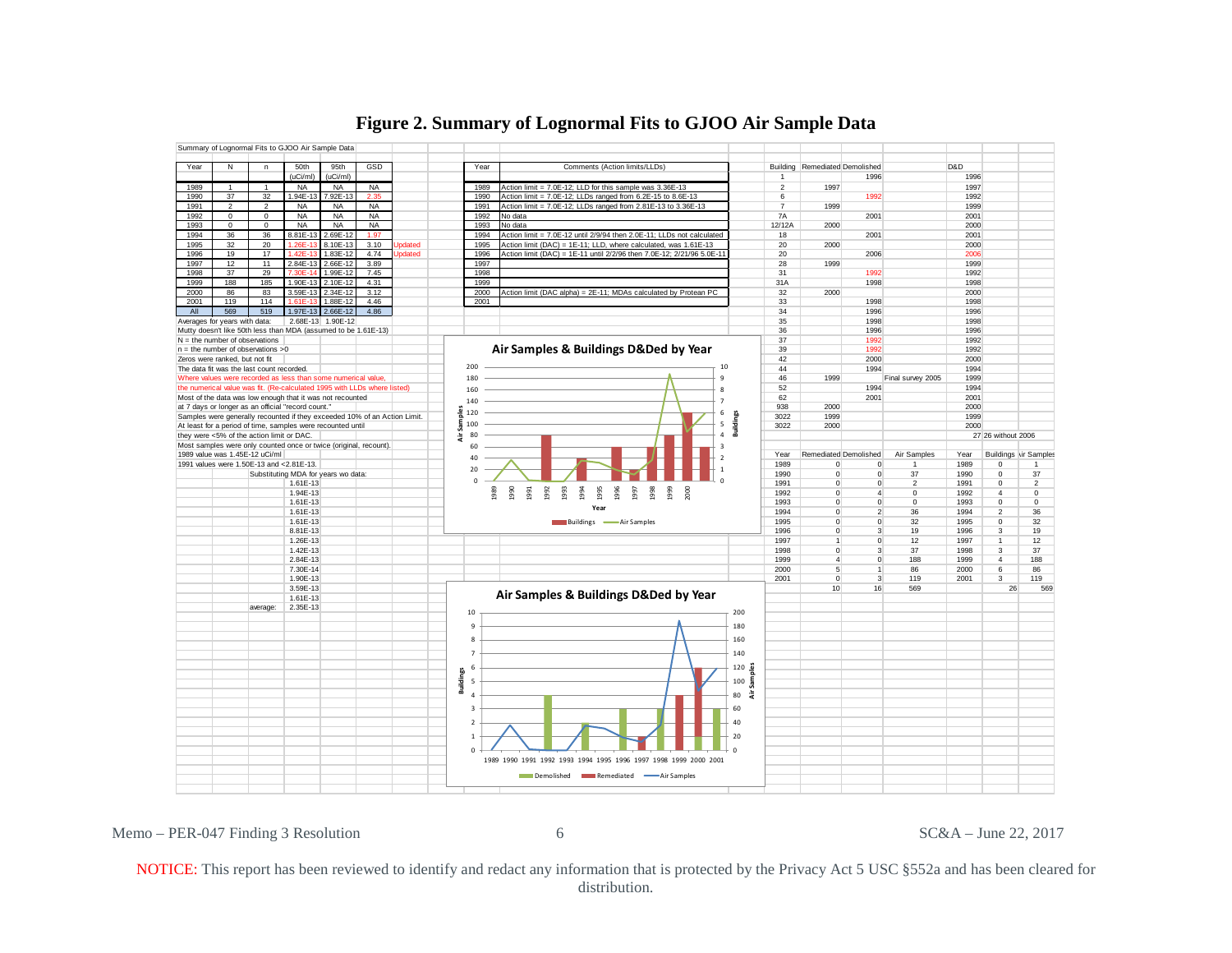# Figure 2. Summary of Lognormal Fits to GJOO Air Sample Data

Summary of Lognormal Fits to GJOO Air Sample Data

| Year | N | n | 50th (uCi/ml) | 95th (uCi/ml) | GSD | |
|---|---|---|---|---|---|---|
| 1989 | 1 | 1 | NA | NA | NA | |
| 1990 | 37 | 32 | 1.94E-13 | 7.92E-13 | 2.35 | |
| 1991 | 2 | 2 | NA | NA | NA | |
| 1992 | 0 | 0 | NA | NA | NA | |
| 1993 | 0 | 0 | NA | NA | NA | |
| 1994 | 36 | 36 | 8.81E-13 | 2.69E-12 | 1.97 | |
| 1995 | 32 | 20 | 1.26E-13 | 8.10E-13 | 3.10 | Updated |
| 1996 | 19 | 17 | 1.42E-13 | 1.83E-12 | 4.74 | Updated |
| 1997 | 12 | 11 | 2.84E-13 | 2.66E-12 | 3.89 | |
| 1998 | 37 | 29 | 7.30E-14 | 1.99E-12 | 7.45 | |
| 1999 | 188 | 185 | 1.90E-13 | 2.10E-12 | 4.31 | |
| 2000 | 86 | 83 | 3.59E-13 | 2.34E-12 | 3.12 | |
| 2001 | 119 | 114 | 1.61E-13 | 1.88E-12 | 4.46 | |
| All | 569 | 519 | 1.97E-13 | 2.66E-12 | 4.86 | |
| Averages for years with data: | | | 2.68E-13 | 1.90E-12 | | |

Mutty doesn't like 50th less than MDA (assumed to be 1.61E-13)

N = the number of observations

n = the number of observations >0

Zeros were ranked, but not fit

The data fit was the last count recorded.

Where values were recorded as less than some numerical value, the numerical value was fit. (Re-calculated 1995 with LLDs where listed)

Most of the data was low enough that it was not recounted at 7 days or longer as an official "record count."

Samples were generally recounted if they exceeded 10% of an Action Limit.

At least for a period of time, samples were recounted until they were <5% of the action limit or DAC.

Most samples were only counted once or twice (original, recount).

1989 value was 1.45E-12 uCi/ml

1991 values were 1.50E-13 and <2.81E-13.

Substituting MDA for years wo data:

| |
|---|
| 1.61E-13 |
| 1.94E-13 |
| 1.61E-13 |
| 1.61E-13 |
| 1.61E-13 |
| 8.81E-13 |
| 1.26E-13 |
| 1.42E-13 |
| 2.84E-13 |
| 7.30E-14 |
| 1.90E-13 |
| 3.59E-13 |
| 1.61E-13 |
| average: 2.35E-13 |

| Year | Comments (Action limits/LLDs) |
|---|---|
| 1989 | Action limit = 7.0E-12; LLD for this sample was 3.36E-13 |
| 1990 | Action limit = 7.0E-12; LLDs ranged from 6.2E-15 to 8.6E-13 |
| 1991 | Action limit = 7.0E-12; LLDs ranged from 2.81E-13 to 3.36E-13 |
| 1992 | No data |
| 1993 | No data |
| 1994 | Action limit = 7.0E-12 until 2/9/94 then 2.0E-11; LLDs not calculated |
| 1995 | Action limit (DAC) = 1E-11; LLD, where calculated, was 1.61E-13 |
| 1996 | Action limit (DAC) = 1E-11 until 2/2/96 then 7.0E-12; 2/21/96 5.0E-11 |
| 1997 | |
| 1998 | |
| 1999 | |
| 2000 | Action limit (DAC alpha) = 2E-11; MDAs calculated by Protean PC |
| 2001 | |

| Building | Remediated | Demolished | | D&D |
|---|---|---|---|---|
| 1 | | 1996 | | 1996 |
| 2 | 1997 | | | 1997 |
| 6 | | 1992 | | 1992 |
| 7 | 1999 | | | 1999 |
| 7A | | 2001 | | 2001 |
| 12/12A | 2000 | | | 2000 |
| 18 | | 2001 | | 2001 |
| 20 | 2000 | | | 2000 |
| 20 | | 2006 | | 2006 |
| 28 | 1999 | | | 1999 |
| 31 | | 1992 | | 1992 |
| 31A | | 1998 | | 1998 |
| 32 | 2000 | | | 2000 |
| 33 | | 1998 | | 1998 |
| 34 | | 1996 | | 1996 |
| 35 | | 1998 | | 1998 |
| 36 | | 1996 | | 1996 |
| 37 | | 1992 | | 1992 |
| 39 | | 1992 | | 1992 |
| 42 | | 2000 | | 2000 |
| 44 | | 1994 | | 1994 |
| 46 | 1999 | | Final survey 2005 | 1999 |
| 52 | | 1994 | | 1994 |
| 62 | | 2001 | | 2001 |
| 938 | 2000 | | | 2000 |
| 3022 | 1999 | | | 1999 |
| 3022 | 2000 | | | 2000 |
| | | | | 27 (26 without 2006) |

| Year | Remediated | Demolished | Air Samples | Year | Buildings | Air Samples |
|---|---|---|---|---|---|---|
| 1989 | 0 | 0 | 1 | 1989 | 0 | 1 |
| 1990 | 0 | 0 | 37 | 1990 | 0 | 37 |
| 1991 | 0 | 0 | 2 | 1991 | 0 | 2 |
| 1992 | 0 | 4 | 0 | 1992 | 4 | 0 |
| 1993 | 0 | 0 | 0 | 1993 | 0 | 0 |
| 1994 | 0 | 2 | 36 | 1994 | 2 | 36 |
| 1995 | 0 | 0 | 32 | 1995 | 0 | 32 |
| 1996 | 0 | 3 | 19 | 1996 | 3 | 19 |
| 1997 | 1 | 0 | 12 | 1997 | 1 | 12 |
| 1998 | 0 | 3 | 37 | 1998 | 3 | 37 |
| 1999 | 4 | 0 | 188 | 1999 | 4 | 188 |
| 2000 | 5 | 1 | 86 | 2000 | 6 | 86 |
| 2001 | 0 | 3 | 119 | 2001 | 3 | 119 |
| | 10 | 16 | 569 | | 26 | 569 |

**Air Samples & Buildings D&Ded by Year** (chart: Buildings, Air Samples by Year)

**Air Samples & Buildings D&Ded by Year** (chart: Demolished, Remediated, Air Samples by Year)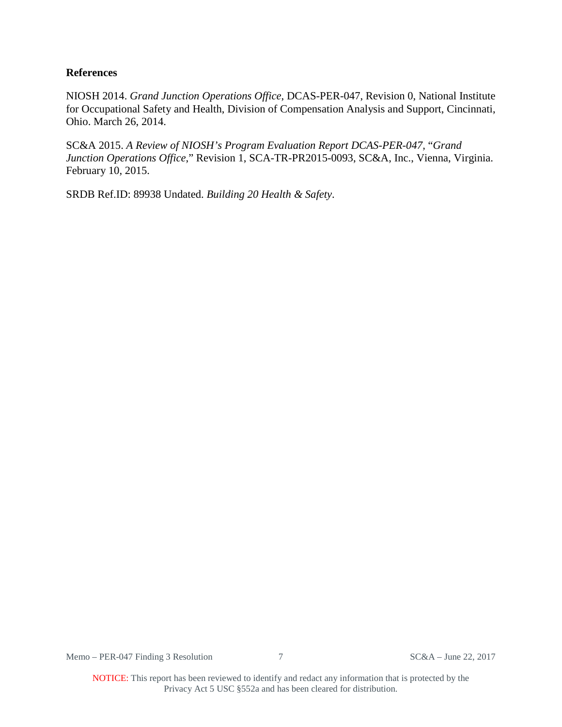**References**

NIOSH 2014. *Grand Junction Operations Office*, DCAS-PER-047, Revision 0, National Institute for Occupational Safety and Health, Division of Compensation Analysis and Support, Cincinnati, Ohio. March 26, 2014.

SC&A 2015. *A Review of NIOSH's Program Evaluation Report DCAS-PER-047,* "*Grand Junction Operations Office*," Revision 1, SCA-TR-PR2015-0093, SC&A, Inc., Vienna, Virginia. February 10, 2015.

SRDB Ref.ID: 89938 Undated. *Building 20 Health & Safety*.